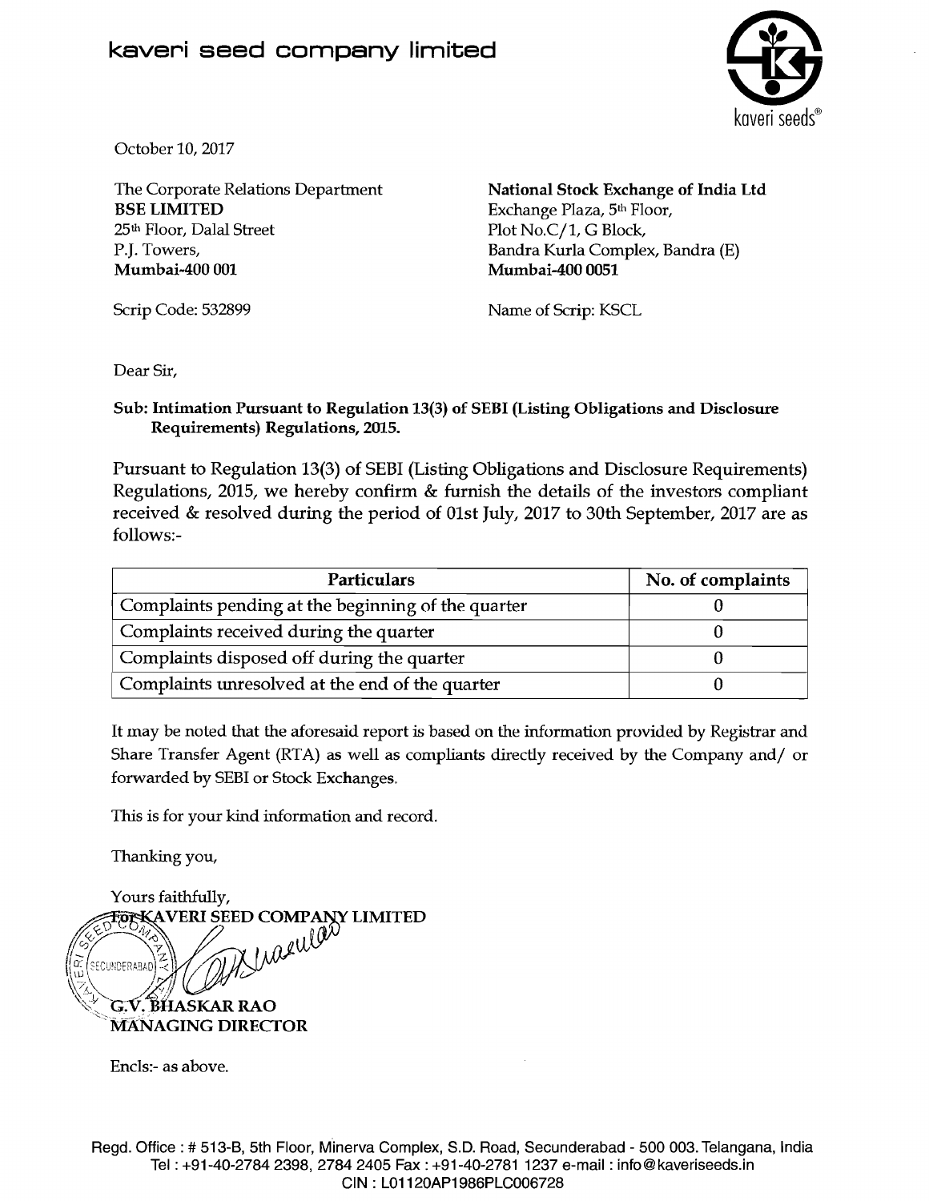# kaveri seed company limited

kaveri seeds®

October 10, 2017

The Corporate Relations Department
**BSE LIMITED**
25th Floor, Dalal Street
P.J. Towers,
**Mumbai-400 001**

Scrip Code: 532899

**National Stock Exchange of India Ltd**
Exchange Plaza, 5th Floor,
Plot No.C/1, G Block,
Bandra Kurla Complex, Bandra (E)
**Mumbai-400 0051**

Name of Scrip: KSCL

Dear Sir,

**Sub: Intimation Pursuant to Regulation 13(3) of SEBI (Listing Obligations and Disclosure Requirements) Regulations, 2015.**

Pursuant to Regulation 13(3) of SEBI (Listing Obligations and Disclosure Requirements) Regulations, 2015, we hereby confirm & furnish the details of the investors compliant received & resolved during the period of 01st July, 2017 to 30th September, 2017 are as follows:-

| Particulars | No. of complaints |
|---|---|
| Complaints pending at the beginning of the quarter | 0 |
| Complaints received during the quarter | 0 |
| Complaints disposed off during the quarter | 0 |
| Complaints unresolved at the end of the quarter | 0 |

It may be noted that the aforesaid report is based on the information provided by Registrar and Share Transfer Agent (RTA) as well as compliants directly received by the Company and/ or forwarded by SEBI or Stock Exchanges.

This is for your kind information and record.

Thanking you,

Yours faithfully,
**For KAVERI SEED COMPANY LIMITED**

**G.V. BHASKAR RAO**
**MANAGING DIRECTOR**

Encls:- as above.

Regd. Office : # 513-B, 5th Floor, Minerva Complex, S.D. Road, Secunderabad - 500 003. Telangana, India
Tel : +91-40-2784 2398, 2784 2405 Fax : +91-40-2781 1237 e-mail : info@kaveriseeds.in
CIN : L01120AP1986PLC006728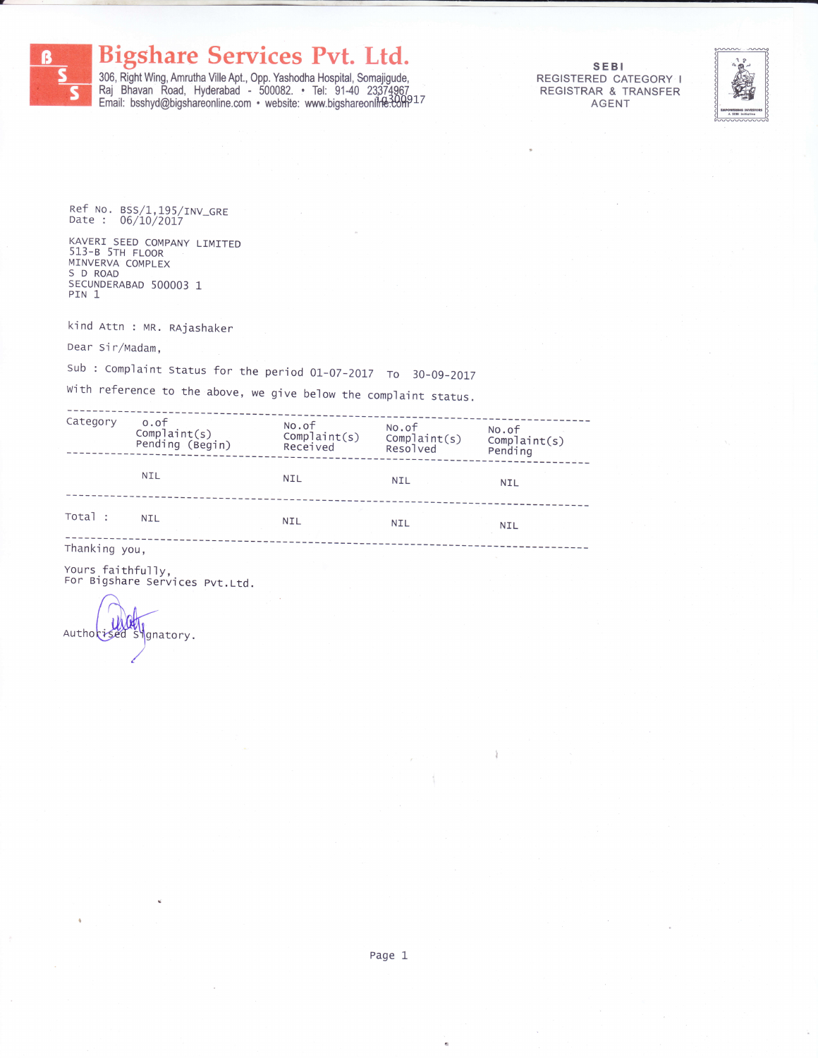# Bigshare Services Pvt. Ltd.

306, Right Wing, Amrutha Ville Apt., Opp. Yashodha Hospital, Somajigude, Raj Bhavan Road, Hyderabad - 500082. • Tel: 91-40 23374967 • Email: bsshyd@bigshareonline.com • website: www.bigshareonline.com

SEBI REGISTERED CATEGORY I REGISTRAR & TRANSFER AGENT

Ref No. BSS/1,195/INV_GRE
Date : 06/10/2017

KAVERI SEED COMPANY LIMITED
513-B 5TH FLOOR
MINVERVA COMPLEX
S D ROAD
SECUNDERABAD 500003 1
PIN 1

kind Attn : MR. RAjashaker

Dear Sir/Madam,

Sub : Complaint Status for the period 01-07-2017 To 30-09-2017

With reference to the above, we give below the complaint status.

| Category | o.of Complaint(s) Pending (Begin) | No.of Complaint(s) Received | No.of Complaint(s) Resolved | No.of Complaint(s) Pending |
|---|---|---|---|---|
| | NIL | NIL | NIL | NIL |
| Total : | NIL | NIL | NIL | NIL |

Thanking you,

Yours faithfully,
For Bigshare Services Pvt.Ltd.

Authorised Signatory.